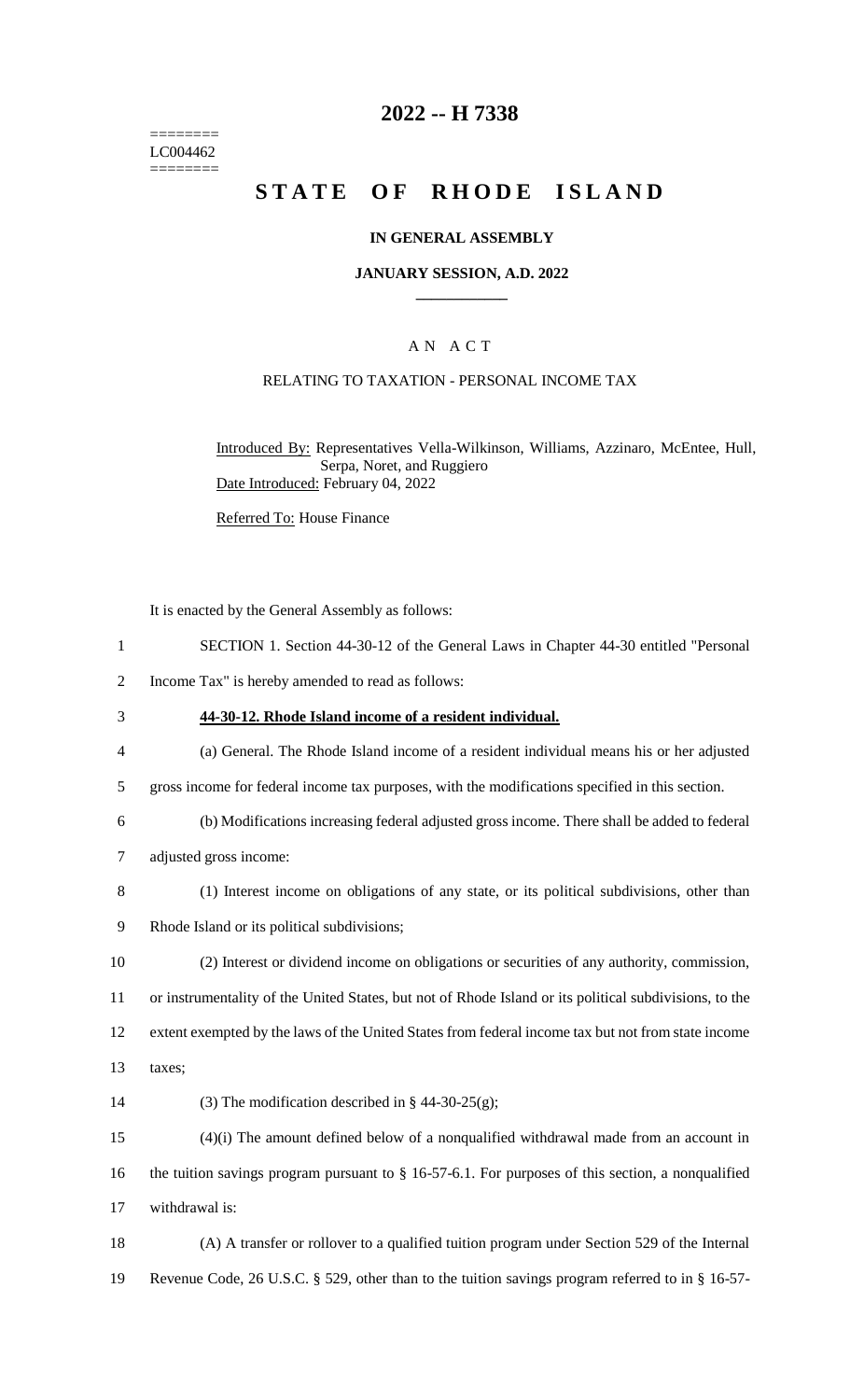========
LC004462
========

# 2022 -- H 7338

# STATE OF RHODE ISLAND

### IN GENERAL ASSEMBLY

### JANUARY SESSION, A.D. 2022

____________

A N A C T

RELATING TO TAXATION - PERSONAL INCOME TAX

Introduced By: Representatives Vella-Wilkinson, Williams, Azzinaro, McEntee, Hull, Serpa, Noret, and Ruggiero

Date Introduced: February 04, 2022

Referred To: House Finance

It is enacted by the General Assembly as follows:

1 SECTION 1. Section 44-30-12 of the General Laws in Chapter 44-30 entitled "Personal
2 Income Tax" is hereby amended to read as follows:

3 **44-30-12. Rhode Island income of a resident individual.**

4 (a) General. The Rhode Island income of a resident individual means his or her adjusted
5 gross income for federal income tax purposes, with the modifications specified in this section.

6 (b) Modifications increasing federal adjusted gross income. There shall be added to federal
7 adjusted gross income:

8 (1) Interest income on obligations of any state, or its political subdivisions, other than
9 Rhode Island or its political subdivisions;

10 (2) Interest or dividend income on obligations or securities of any authority, commission,
11 or instrumentality of the United States, but not of Rhode Island or its political subdivisions, to the
12 extent exempted by the laws of the United States from federal income tax but not from state income
13 taxes;

14 (3) The modification described in § 44-30-25(g);

15 (4)(i) The amount defined below of a nonqualified withdrawal made from an account in
16 the tuition savings program pursuant to § 16-57-6.1. For purposes of this section, a nonqualified
17 withdrawal is:

18 (A) A transfer or rollover to a qualified tuition program under Section 529 of the Internal
19 Revenue Code, 26 U.S.C. § 529, other than to the tuition savings program referred to in § 16-57-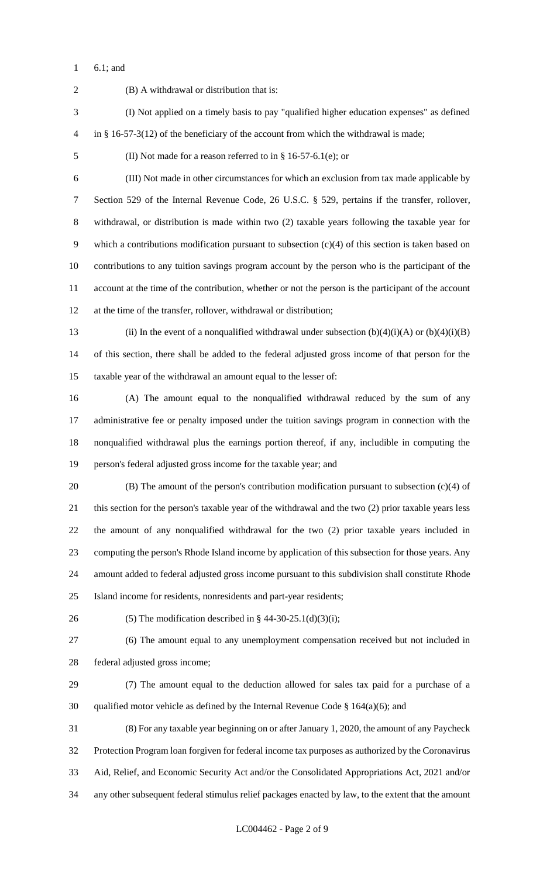6.1; and

(B) A withdrawal or distribution that is:

(I) Not applied on a timely basis to pay "qualified higher education expenses" as defined in § 16-57-3(12) of the beneficiary of the account from which the withdrawal is made;

(II) Not made for a reason referred to in § 16-57-6.1(e); or

(III) Not made in other circumstances for which an exclusion from tax made applicable by Section 529 of the Internal Revenue Code, 26 U.S.C. § 529, pertains if the transfer, rollover, withdrawal, or distribution is made within two (2) taxable years following the taxable year for which a contributions modification pursuant to subsection (c)(4) of this section is taken based on contributions to any tuition savings program account by the person who is the participant of the account at the time of the contribution, whether or not the person is the participant of the account at the time of the transfer, rollover, withdrawal or distribution;

(ii) In the event of a nonqualified withdrawal under subsection (b)(4)(i)(A) or (b)(4)(i)(B) of this section, there shall be added to the federal adjusted gross income of that person for the taxable year of the withdrawal an amount equal to the lesser of:

(A) The amount equal to the nonqualified withdrawal reduced by the sum of any administrative fee or penalty imposed under the tuition savings program in connection with the nonqualified withdrawal plus the earnings portion thereof, if any, includible in computing the person's federal adjusted gross income for the taxable year; and

(B) The amount of the person's contribution modification pursuant to subsection (c)(4) of this section for the person's taxable year of the withdrawal and the two (2) prior taxable years less the amount of any nonqualified withdrawal for the two (2) prior taxable years included in computing the person's Rhode Island income by application of this subsection for those years. Any amount added to federal adjusted gross income pursuant to this subdivision shall constitute Rhode Island income for residents, nonresidents and part-year residents;

(5) The modification described in § 44-30-25.1(d)(3)(i);

(6) The amount equal to any unemployment compensation received but not included in federal adjusted gross income;

(7) The amount equal to the deduction allowed for sales tax paid for a purchase of a qualified motor vehicle as defined by the Internal Revenue Code § 164(a)(6); and

(8) For any taxable year beginning on or after January 1, 2020, the amount of any Paycheck Protection Program loan forgiven for federal income tax purposes as authorized by the Coronavirus Aid, Relief, and Economic Security Act and/or the Consolidated Appropriations Act, 2021 and/or any other subsequent federal stimulus relief packages enacted by law, to the extent that the amount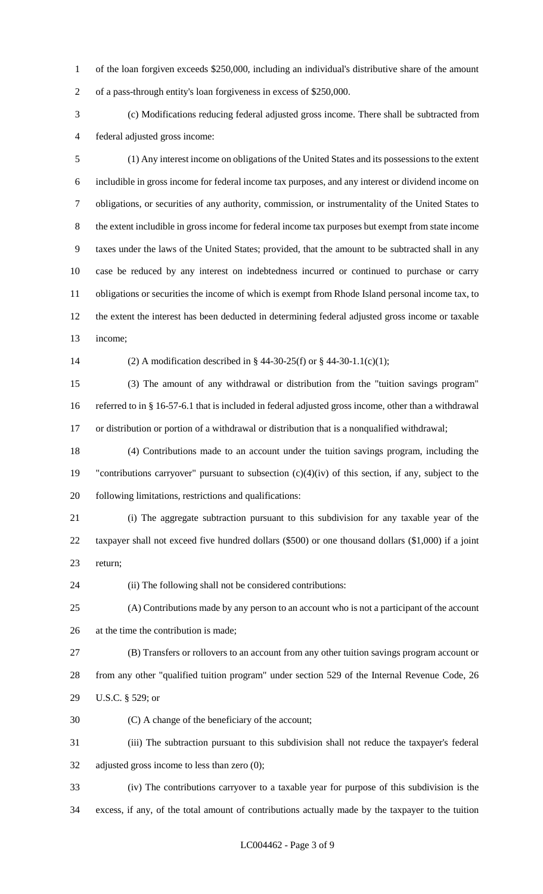of the loan forgiven exceeds $250,000, including an individual's distributive share of the amount of a pass-through entity's loan forgiveness in excess of $250,000.

(c) Modifications reducing federal adjusted gross income. There shall be subtracted from federal adjusted gross income:

(1) Any interest income on obligations of the United States and its possessions to the extent includible in gross income for federal income tax purposes, and any interest or dividend income on obligations, or securities of any authority, commission, or instrumentality of the United States to the extent includible in gross income for federal income tax purposes but exempt from state income taxes under the laws of the United States; provided, that the amount to be subtracted shall in any case be reduced by any interest on indebtedness incurred or continued to purchase or carry obligations or securities the income of which is exempt from Rhode Island personal income tax, to the extent the interest has been deducted in determining federal adjusted gross income or taxable income;

(2) A modification described in § 44-30-25(f) or § 44-30-1.1(c)(1);

(3) The amount of any withdrawal or distribution from the "tuition savings program" referred to in § 16-57-6.1 that is included in federal adjusted gross income, other than a withdrawal or distribution or portion of a withdrawal or distribution that is a nonqualified withdrawal;

(4) Contributions made to an account under the tuition savings program, including the "contributions carryover" pursuant to subsection (c)(4)(iv) of this section, if any, subject to the following limitations, restrictions and qualifications:

(i) The aggregate subtraction pursuant to this subdivision for any taxable year of the taxpayer shall not exceed five hundred dollars ($500) or one thousand dollars ($1,000) if a joint return;

(ii) The following shall not be considered contributions:

(A) Contributions made by any person to an account who is not a participant of the account at the time the contribution is made;

(B) Transfers or rollovers to an account from any other tuition savings program account or from any other "qualified tuition program" under section 529 of the Internal Revenue Code, 26 U.S.C. § 529; or

(C) A change of the beneficiary of the account;

(iii) The subtraction pursuant to this subdivision shall not reduce the taxpayer's federal adjusted gross income to less than zero (0);

(iv) The contributions carryover to a taxable year for purpose of this subdivision is the excess, if any, of the total amount of contributions actually made by the taxpayer to the tuition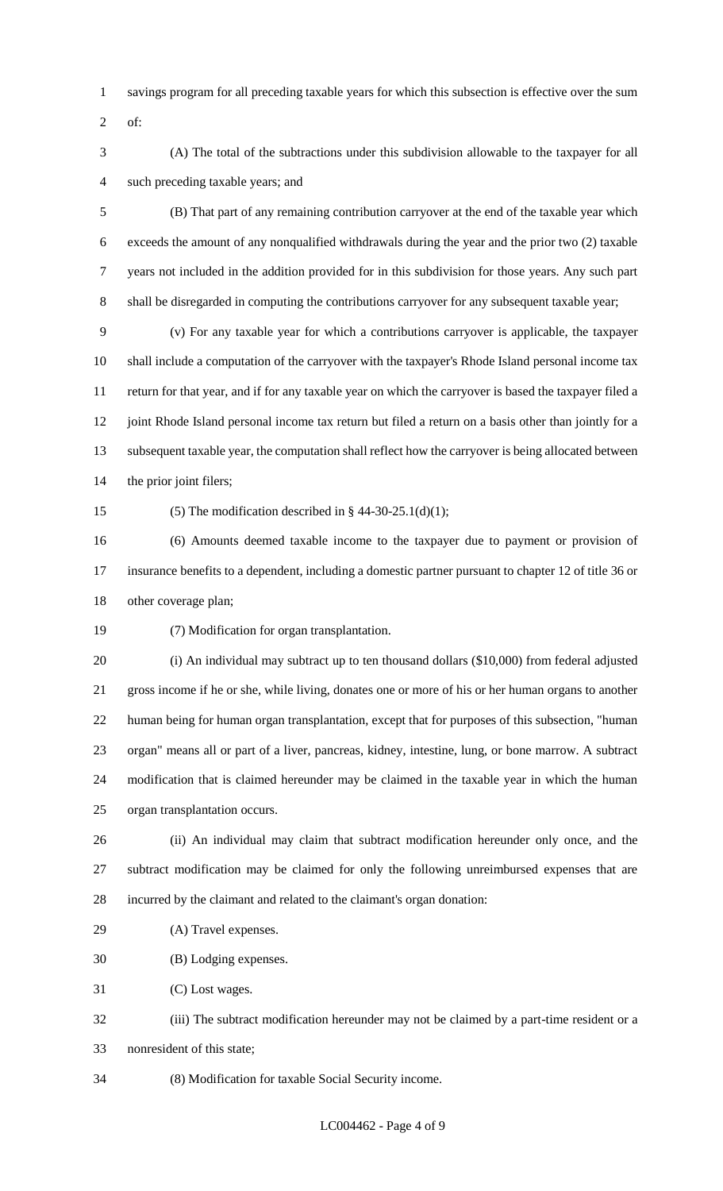savings program for all preceding taxable years for which this subsection is effective over the sum of:

(A) The total of the subtractions under this subdivision allowable to the taxpayer for all such preceding taxable years; and

(B) That part of any remaining contribution carryover at the end of the taxable year which exceeds the amount of any nonqualified withdrawals during the year and the prior two (2) taxable years not included in the addition provided for in this subdivision for those years. Any such part shall be disregarded in computing the contributions carryover for any subsequent taxable year;

(v) For any taxable year for which a contributions carryover is applicable, the taxpayer shall include a computation of the carryover with the taxpayer's Rhode Island personal income tax return for that year, and if for any taxable year on which the carryover is based the taxpayer filed a joint Rhode Island personal income tax return but filed a return on a basis other than jointly for a subsequent taxable year, the computation shall reflect how the carryover is being allocated between the prior joint filers;

(5) The modification described in § 44-30-25.1(d)(1);

(6) Amounts deemed taxable income to the taxpayer due to payment or provision of insurance benefits to a dependent, including a domestic partner pursuant to chapter 12 of title 36 or other coverage plan;

(7) Modification for organ transplantation.

(i) An individual may subtract up to ten thousand dollars ($10,000) from federal adjusted gross income if he or she, while living, donates one or more of his or her human organs to another human being for human organ transplantation, except that for purposes of this subsection, "human organ" means all or part of a liver, pancreas, kidney, intestine, lung, or bone marrow. A subtract modification that is claimed hereunder may be claimed in the taxable year in which the human organ transplantation occurs.

(ii) An individual may claim that subtract modification hereunder only once, and the subtract modification may be claimed for only the following unreimbursed expenses that are incurred by the claimant and related to the claimant's organ donation:

(A) Travel expenses.

(B) Lodging expenses.

(C) Lost wages.

(iii) The subtract modification hereunder may not be claimed by a part-time resident or a nonresident of this state;

(8) Modification for taxable Social Security income.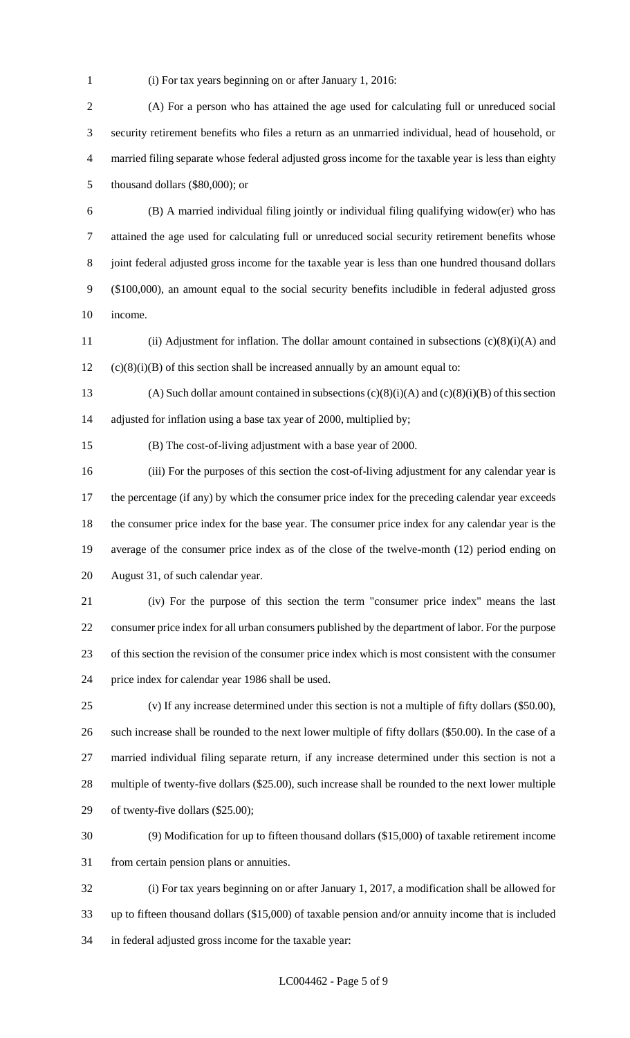(i) For tax years beginning on or after January 1, 2016:

(A) For a person who has attained the age used for calculating full or unreduced social security retirement benefits who files a return as an unmarried individual, head of household, or married filing separate whose federal adjusted gross income for the taxable year is less than eighty thousand dollars ($80,000); or

(B) A married individual filing jointly or individual filing qualifying widow(er) who has attained the age used for calculating full or unreduced social security retirement benefits whose joint federal adjusted gross income for the taxable year is less than one hundred thousand dollars ($100,000), an amount equal to the social security benefits includible in federal adjusted gross income.

(ii) Adjustment for inflation. The dollar amount contained in subsections (c)(8)(i)(A) and (c)(8)(i)(B) of this section shall be increased annually by an amount equal to:

(A) Such dollar amount contained in subsections (c)(8)(i)(A) and (c)(8)(i)(B) of this section adjusted for inflation using a base tax year of 2000, multiplied by;

(B) The cost-of-living adjustment with a base year of 2000.

(iii) For the purposes of this section the cost-of-living adjustment for any calendar year is the percentage (if any) by which the consumer price index for the preceding calendar year exceeds the consumer price index for the base year. The consumer price index for any calendar year is the average of the consumer price index as of the close of the twelve-month (12) period ending on August 31, of such calendar year.

(iv) For the purpose of this section the term "consumer price index" means the last consumer price index for all urban consumers published by the department of labor. For the purpose of this section the revision of the consumer price index which is most consistent with the consumer price index for calendar year 1986 shall be used.

(v) If any increase determined under this section is not a multiple of fifty dollars ($50.00), such increase shall be rounded to the next lower multiple of fifty dollars ($50.00). In the case of a married individual filing separate return, if any increase determined under this section is not a multiple of twenty-five dollars ($25.00), such increase shall be rounded to the next lower multiple of twenty-five dollars ($25.00);

(9) Modification for up to fifteen thousand dollars ($15,000) of taxable retirement income from certain pension plans or annuities.

(i) For tax years beginning on or after January 1, 2017, a modification shall be allowed for up to fifteen thousand dollars ($15,000) of taxable pension and/or annuity income that is included in federal adjusted gross income for the taxable year: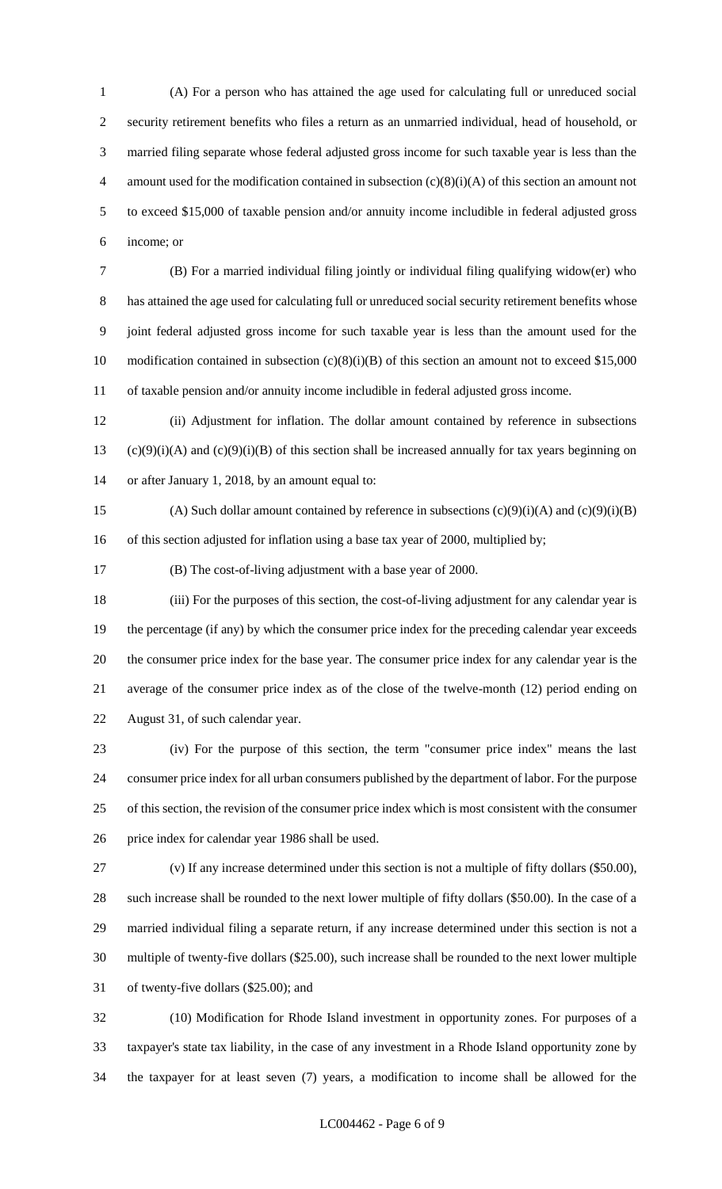(A) For a person who has attained the age used for calculating full or unreduced social security retirement benefits who files a return as an unmarried individual, head of household, or married filing separate whose federal adjusted gross income for such taxable year is less than the amount used for the modification contained in subsection (c)(8)(i)(A) of this section an amount not to exceed $15,000 of taxable pension and/or annuity income includible in federal adjusted gross income; or

(B) For a married individual filing jointly or individual filing qualifying widow(er) who has attained the age used for calculating full or unreduced social security retirement benefits whose joint federal adjusted gross income for such taxable year is less than the amount used for the modification contained in subsection (c)(8)(i)(B) of this section an amount not to exceed $15,000 of taxable pension and/or annuity income includible in federal adjusted gross income.

(ii) Adjustment for inflation. The dollar amount contained by reference in subsections (c)(9)(i)(A) and (c)(9)(i)(B) of this section shall be increased annually for tax years beginning on or after January 1, 2018, by an amount equal to:

(A) Such dollar amount contained by reference in subsections (c)(9)(i)(A) and (c)(9)(i)(B) of this section adjusted for inflation using a base tax year of 2000, multiplied by;

(B) The cost-of-living adjustment with a base year of 2000.

(iii) For the purposes of this section, the cost-of-living adjustment for any calendar year is the percentage (if any) by which the consumer price index for the preceding calendar year exceeds the consumer price index for the base year. The consumer price index for any calendar year is the average of the consumer price index as of the close of the twelve-month (12) period ending on August 31, of such calendar year.

(iv) For the purpose of this section, the term "consumer price index" means the last consumer price index for all urban consumers published by the department of labor. For the purpose of this section, the revision of the consumer price index which is most consistent with the consumer price index for calendar year 1986 shall be used.

(v) If any increase determined under this section is not a multiple of fifty dollars ($50.00), such increase shall be rounded to the next lower multiple of fifty dollars ($50.00). In the case of a married individual filing a separate return, if any increase determined under this section is not a multiple of twenty-five dollars ($25.00), such increase shall be rounded to the next lower multiple of twenty-five dollars ($25.00); and

(10) Modification for Rhode Island investment in opportunity zones. For purposes of a taxpayer's state tax liability, in the case of any investment in a Rhode Island opportunity zone by the taxpayer for at least seven (7) years, a modification to income shall be allowed for the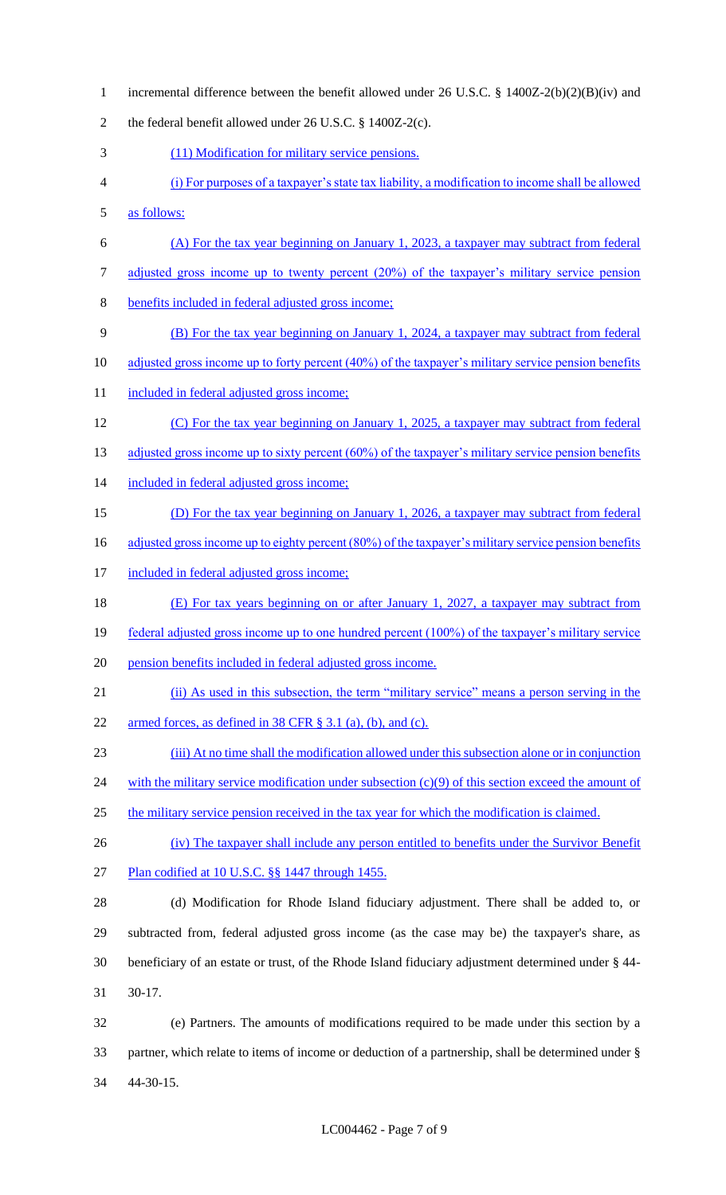incremental difference between the benefit allowed under 26 U.S.C. § 1400Z-2(b)(2)(B)(iv) and the federal benefit allowed under 26 U.S.C. § 1400Z-2(c).

(11) Modification for military service pensions.

(i) For purposes of a taxpayer's state tax liability, a modification to income shall be allowed as follows:

(A) For the tax year beginning on January 1, 2023, a taxpayer may subtract from federal adjusted gross income up to twenty percent (20%) of the taxpayer's military service pension benefits included in federal adjusted gross income;

(B) For the tax year beginning on January 1, 2024, a taxpayer may subtract from federal adjusted gross income up to forty percent (40%) of the taxpayer's military service pension benefits included in federal adjusted gross income;

(C) For the tax year beginning on January 1, 2025, a taxpayer may subtract from federal adjusted gross income up to sixty percent (60%) of the taxpayer's military service pension benefits included in federal adjusted gross income;

(D) For the tax year beginning on January 1, 2026, a taxpayer may subtract from federal adjusted gross income up to eighty percent (80%) of the taxpayer's military service pension benefits included in federal adjusted gross income;

(E) For tax years beginning on or after January 1, 2027, a taxpayer may subtract from federal adjusted gross income up to one hundred percent (100%) of the taxpayer's military service pension benefits included in federal adjusted gross income.

(ii) As used in this subsection, the term "military service" means a person serving in the armed forces, as defined in 38 CFR § 3.1 (a), (b), and (c).

(iii) At no time shall the modification allowed under this subsection alone or in conjunction with the military service modification under subsection (c)(9) of this section exceed the amount of the military service pension received in the tax year for which the modification is claimed.

(iv) The taxpayer shall include any person entitled to benefits under the Survivor Benefit Plan codified at 10 U.S.C. §§ 1447 through 1455.

(d) Modification for Rhode Island fiduciary adjustment. There shall be added to, or subtracted from, federal adjusted gross income (as the case may be) the taxpayer's share, as beneficiary of an estate or trust, of the Rhode Island fiduciary adjustment determined under § 44-30-17.

(e) Partners. The amounts of modifications required to be made under this section by a partner, which relate to items of income or deduction of a partnership, shall be determined under § 44-30-15.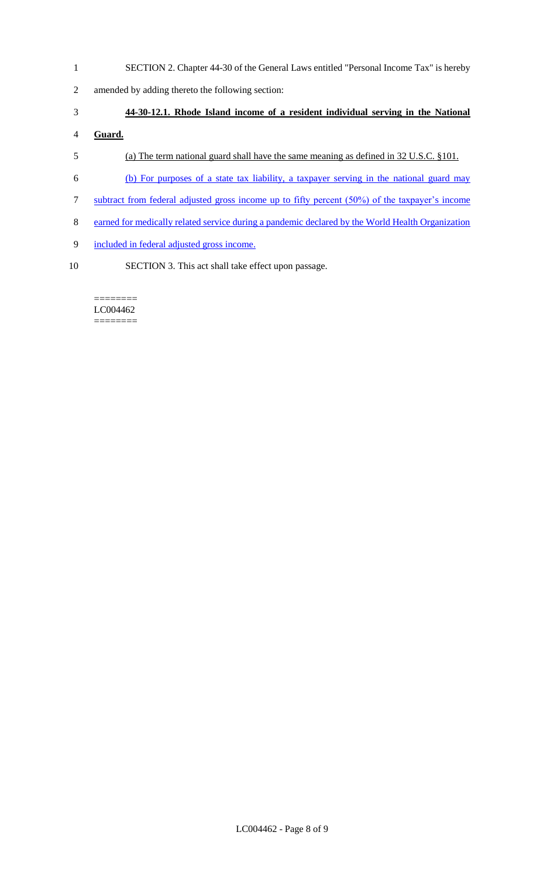SECTION 2. Chapter 44-30 of the General Laws entitled "Personal Income Tax" is hereby amended by adding thereto the following section:

**44-30-12.1. Rhode Island income of a resident individual serving in the National Guard.**

(a) The term national guard shall have the same meaning as defined in 32 U.S.C. §101.

(b) For purposes of a state tax liability, a taxpayer serving in the national guard may subtract from federal adjusted gross income up to fifty percent (50%) of the taxpayer's income earned for medically related service during a pandemic declared by the World Health Organization included in federal adjusted gross income.

SECTION 3. This act shall take effect upon passage.

========
LC004462
========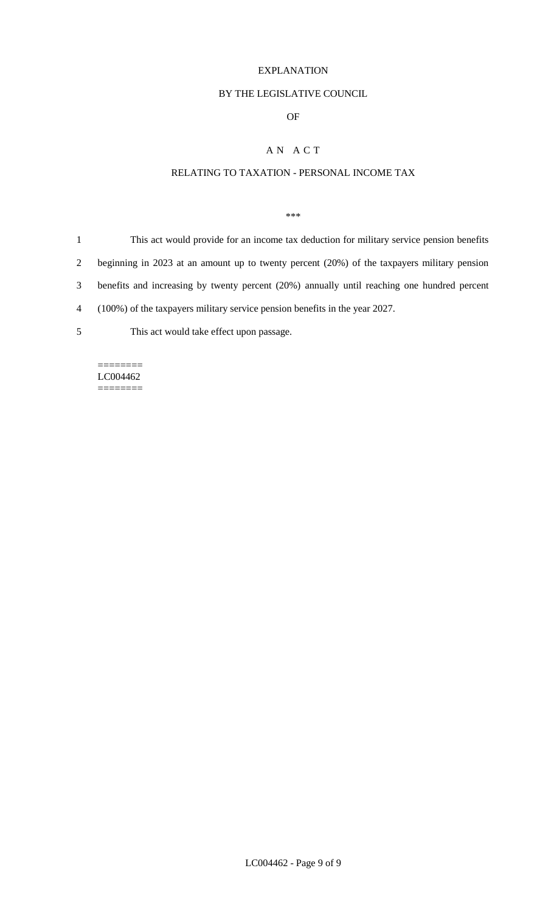EXPLANATION

BY THE LEGISLATIVE COUNCIL

OF

A N A C T

RELATING TO TAXATION - PERSONAL INCOME TAX

\*\*\*

This act would provide for an income tax deduction for military service pension benefits beginning in 2023 at an amount up to twenty percent (20%) of the taxpayers military pension benefits and increasing by twenty percent (20%) annually until reaching one hundred percent (100%) of the taxpayers military service pension benefits in the year 2027.

This act would take effect upon passage.

========
LC004462
========